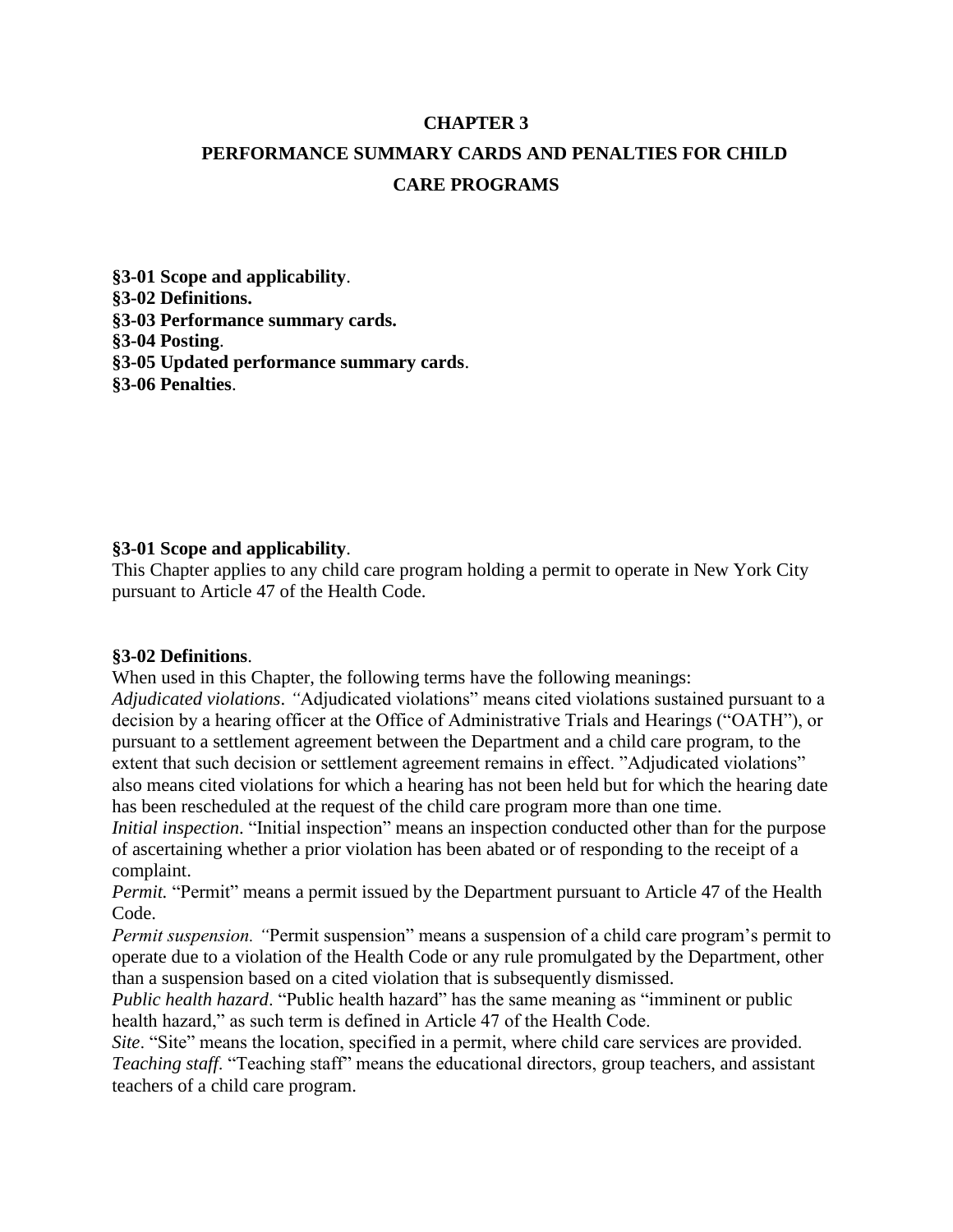# CHAPTER 3

# PERFORMANCE SUMMARY CARDS AND PENALTIES FOR CHILD CARE PROGRAMS

**§3-01 Scope and applicability**.
**§3-02 Definitions.**
**§3-03 Performance summary cards.**
**§3-04 Posting**.
**§3-05 Updated performance summary cards**.
**§3-06 Penalties**.

**§3-01 Scope and applicability**.
This Chapter applies to any child care program holding a permit to operate in New York City pursuant to Article 47 of the Health Code.

**§3-02 Definitions**.
When used in this Chapter, the following terms have the following meanings:
*Adjudicated violations*. "Adjudicated violations" means cited violations sustained pursuant to a decision by a hearing officer at the Office of Administrative Trials and Hearings ("OATH"), or pursuant to a settlement agreement between the Department and a child care program, to the extent that such decision or settlement agreement remains in effect. "Adjudicated violations" also means cited violations for which a hearing has not been held but for which the hearing date has been rescheduled at the request of the child care program more than one time.
*Initial inspection*. "Initial inspection" means an inspection conducted other than for the purpose of ascertaining whether a prior violation has been abated or of responding to the receipt of a complaint.
*Permit.* "Permit" means a permit issued by the Department pursuant to Article 47 of the Health Code.
*Permit suspension. "*Permit suspension" means a suspension of a child care program's permit to operate due to a violation of the Health Code or any rule promulgated by the Department, other than a suspension based on a cited violation that is subsequently dismissed.
*Public health hazard*. "Public health hazard" has the same meaning as "imminent or public health hazard," as such term is defined in Article 47 of the Health Code.
*Site*. "Site" means the location, specified in a permit, where child care services are provided.
*Teaching staff*. "Teaching staff" means the educational directors, group teachers, and assistant teachers of a child care program.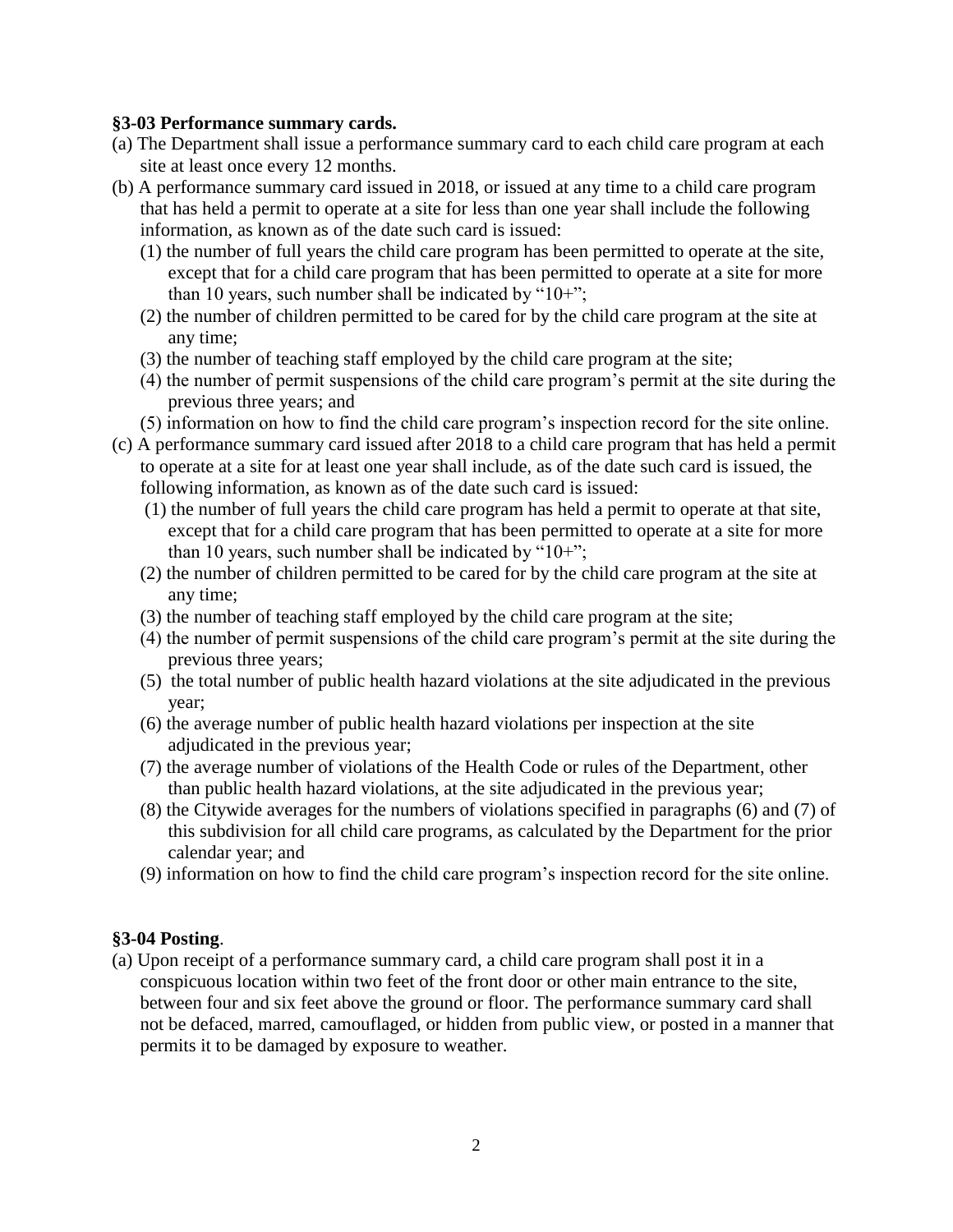**§3-03 Performance summary cards.**

(a) The Department shall issue a performance summary card to each child care program at each site at least once every 12 months.

(b) A performance summary card issued in 2018, or issued at any time to a child care program that has held a permit to operate at a site for less than one year shall include the following information, as known as of the date such card is issued:

  (1) the number of full years the child care program has been permitted to operate at the site, except that for a child care program that has been permitted to operate at a site for more than 10 years, such number shall be indicated by "10+";

  (2) the number of children permitted to be cared for by the child care program at the site at any time;

  (3) the number of teaching staff employed by the child care program at the site;

  (4) the number of permit suspensions of the child care program's permit at the site during the previous three years; and

  (5) information on how to find the child care program's inspection record for the site online.

(c) A performance summary card issued after 2018 to a child care program that has held a permit to operate at a site for at least one year shall include, as of the date such card is issued, the following information, as known as of the date such card is issued:

  (1) the number of full years the child care program has held a permit to operate at that site, except that for a child care program that has been permitted to operate at a site for more than 10 years, such number shall be indicated by "10+";

  (2) the number of children permitted to be cared for by the child care program at the site at any time;

  (3) the number of teaching staff employed by the child care program at the site;

  (4) the number of permit suspensions of the child care program's permit at the site during the previous three years;

  (5) the total number of public health hazard violations at the site adjudicated in the previous year;

  (6) the average number of public health hazard violations per inspection at the site adjudicated in the previous year;

  (7) the average number of violations of the Health Code or rules of the Department, other than public health hazard violations, at the site adjudicated in the previous year;

  (8) the Citywide averages for the numbers of violations specified in paragraphs (6) and (7) of this subdivision for all child care programs, as calculated by the Department for the prior calendar year; and

  (9) information on how to find the child care program's inspection record for the site online.

**§3-04 Posting**.

(a) Upon receipt of a performance summary card, a child care program shall post it in a conspicuous location within two feet of the front door or other main entrance to the site, between four and six feet above the ground or floor. The performance summary card shall not be defaced, marred, camouflaged, or hidden from public view, or posted in a manner that permits it to be damaged by exposure to weather.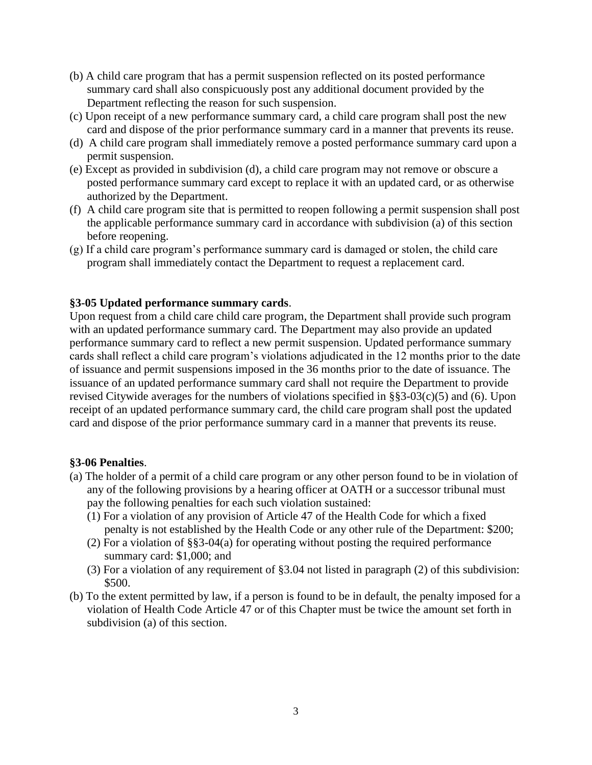(b) A child care program that has a permit suspension reflected on its posted performance summary card shall also conspicuously post any additional document provided by the Department reflecting the reason for such suspension.

(c) Upon receipt of a new performance summary card, a child care program shall post the new card and dispose of the prior performance summary card in a manner that prevents its reuse.

(d) A child care program shall immediately remove a posted performance summary card upon a permit suspension.

(e) Except as provided in subdivision (d), a child care program may not remove or obscure a posted performance summary card except to replace it with an updated card, or as otherwise authorized by the Department.

(f) A child care program site that is permitted to reopen following a permit suspension shall post the applicable performance summary card in accordance with subdivision (a) of this section before reopening.

(g) If a child care program's performance summary card is damaged or stolen, the child care program shall immediately contact the Department to request a replacement card.

**§3-05 Updated performance summary cards**.

Upon request from a child care child care program, the Department shall provide such program with an updated performance summary card. The Department may also provide an updated performance summary card to reflect a new permit suspension. Updated performance summary cards shall reflect a child care program's violations adjudicated in the 12 months prior to the date of issuance and permit suspensions imposed in the 36 months prior to the date of issuance. The issuance of an updated performance summary card shall not require the Department to provide revised Citywide averages for the numbers of violations specified in §§3-03(c)(5) and (6). Upon receipt of an updated performance summary card, the child care program shall post the updated card and dispose of the prior performance summary card in a manner that prevents its reuse.

**§3-06 Penalties**.

(a) The holder of a permit of a child care program or any other person found to be in violation of any of the following provisions by a hearing officer at OATH or a successor tribunal must pay the following penalties for each such violation sustained:

   (1) For a violation of any provision of Article 47 of the Health Code for which a fixed penalty is not established by the Health Code or any other rule of the Department: $200;

   (2) For a violation of §§3-04(a) for operating without posting the required performance summary card: $1,000; and

   (3) For a violation of any requirement of §3.04 not listed in paragraph (2) of this subdivision: $500.

(b) To the extent permitted by law, if a person is found to be in default, the penalty imposed for a violation of Health Code Article 47 or of this Chapter must be twice the amount set forth in subdivision (a) of this section.